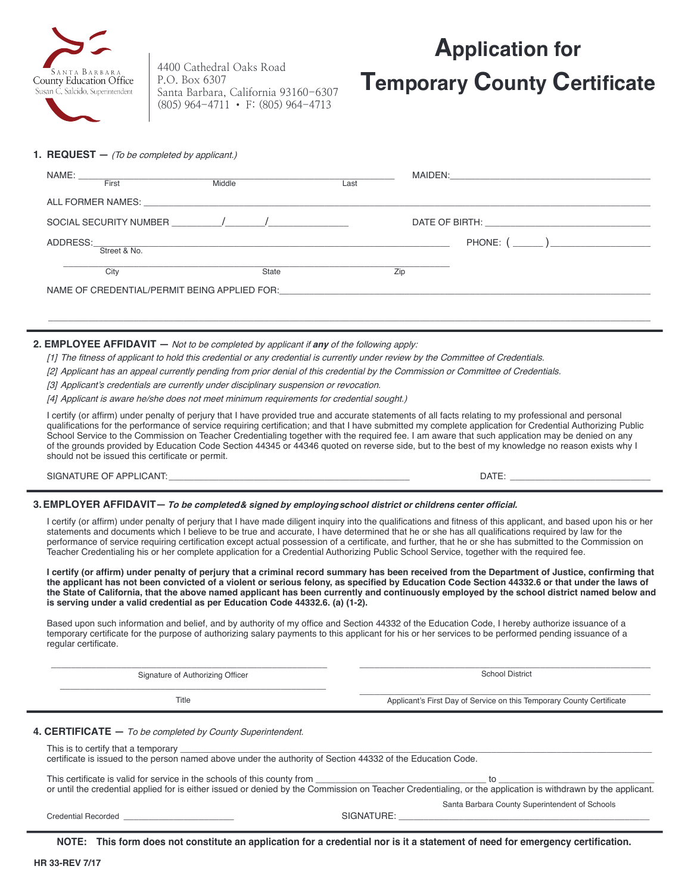Santa Barbara County Education Office
Susan C. Salcido, Superintendent

4400 Cathedral Oaks Road
P.O. Box 6307
Santa Barbara, California 93160-6307
(805) 964-4711 • F: (805) 964-4713

# Application for Temporary County Certificate

**1. REQUEST —** *(To be completed by applicant.)*

NAME: ______________________________________________ MAIDEN: ______________________________
First Middle Last

ALL FORMER NAMES: ____________________________________________________________

SOCIAL SECURITY NUMBER _________/_______/______________ DATE OF BIRTH: ______________________________

ADDRESS: ____________________________________________________________ PHONE: ( _____ ) __________________
Street & No.

______________________________________________________________________
City State Zip

NAME OF CREDENTIAL/PERMIT BEING APPLIED FOR: ____________________________________________________________

______________________________________________________________________________________________

**2. EMPLOYEE AFFIDAVIT —** *Not to be completed by applicant if* ***any*** *of the following apply:*

*[1] The fitness of applicant to hold this credential or any credential is currently under review by the Committee of Credentials.*

*[2] Applicant has an appeal currently pending from prior denial of this credential by the Commission or Committee of Credentials.*

*[3] Applicant's credentials are currently under disciplinary suspension or revocation.*

*[4] Applicant is aware he/she does not meet minimum requirements for credential sought.)*

I certify (or affirm) under penalty of perjury that I have provided true and accurate statements of all facts relating to my professional and personal qualifications for the performance of service requiring certification; and that I have submitted my complete application for Credential Authorizing Public School Service to the Commission on Teacher Credentialing together with the required fee. I am aware that such application may be denied on any of the grounds provided by Education Code Section 44345 or 44346 quoted on reverse side, but to the best of my knowledge no reason exists why I should not be issued this certificate or permit.

SIGNATURE OF APPLICANT: ______________________________________________ DATE: ___________________________

**3. EMPLOYER AFFIDAVIT —** ***To be completed & signed by employing school district or childrens center official.***

I certify (or affirm) under penalty of perjury that I have made diligent inquiry into the qualifications and fitness of this applicant, and based upon his or her statements and documents which I believe to be true and accurate, I have determined that he or she has all qualifications required by law for the performance of service requiring certification except actual possession of a certificate, and further, that he or she has submitted to the Commission on Teacher Credentialing his or her complete application for a Credential Authorizing Public School Service, together with the required fee.

**I certify (or affirm) under penalty of perjury that a criminal record summary has been received from the Department of Justice, confirming that the applicant has not been convicted of a violent or serious felony, as specified by Education Code Section 44332.6 or that under the laws of the State of California, that the above named applicant has been currently and continuously employed by the school district named below and is serving under a valid credential as per Education Code 44332.6. (a) (1-2).**

Based upon such information and belief, and by authority of my office and Section 44332 of the Education Code, I hereby authorize issuance of a temporary certificate for the purpose of authorizing salary payments to this applicant for his or her services to be performed pending issuance of a regular certificate.

______________________________________________ ______________________________________________
Signature of Authorizing Officer School District

______________________________________________ ______________________________________________
Title Applicant's First Day of Service on this Temporary County Certificate

**4. CERTIFICATE —** *To be completed by County Superintendent.*

This is to certify that a temporary ____________________________________________________________
certificate is issued to the person named above under the authority of Section 44332 of the Education Code.

This certificate is valid for service in the schools of this county from ______________________________ to ______________________________
or until the credential applied for is either issued or denied by the Commission on Teacher Credentialing, or the application is withdrawn by the applicant.

Credential Recorded ________________________ SIGNATURE: ______________________________________________
Santa Barbara County Superintendent of Schools

**NOTE: This form does not constitute an application for a credential nor is it a statement of need for emergency certification.**

HR 33-REV 7/17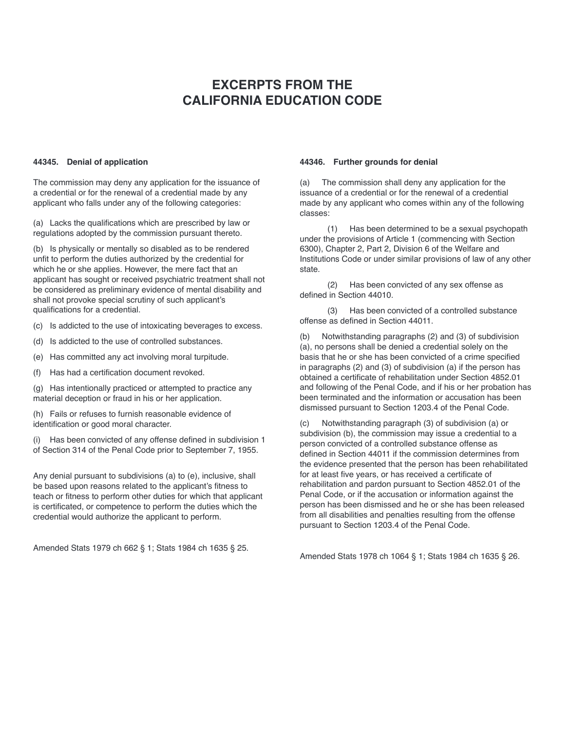# EXCERPTS FROM THE CALIFORNIA EDUCATION CODE

### 44345. Denial of application

The commission may deny any application for the issuance of a credential or for the renewal of a credential made by any applicant who falls under any of the following categories:

(a) Lacks the qualifications which are prescribed by law or regulations adopted by the commission pursuant thereto.

(b) Is physically or mentally so disabled as to be rendered unfit to perform the duties authorized by the credential for which he or she applies. However, the mere fact that an applicant has sought or received psychiatric treatment shall not be considered as preliminary evidence of mental disability and shall not provoke special scrutiny of such applicant's qualifications for a credential.

(c) Is addicted to the use of intoxicating beverages to excess.

(d) Is addicted to the use of controlled substances.

(e) Has committed any act involving moral turpitude.

(f) Has had a certification document revoked.

(g) Has intentionally practiced or attempted to practice any material deception or fraud in his or her application.

(h) Fails or refuses to furnish reasonable evidence of identification or good moral character.

(i) Has been convicted of any offense defined in subdivision 1 of Section 314 of the Penal Code prior to September 7, 1955.

Any denial pursuant to subdivisions (a) to (e), inclusive, shall be based upon reasons related to the applicant's fitness to teach or fitness to perform other duties for which that applicant is certificated, or competence to perform the duties which the credential would authorize the applicant to perform.

Amended Stats 1979 ch 662 § 1; Stats 1984 ch 1635 § 25.

### 44346. Further grounds for denial

(a) The commission shall deny any application for the issuance of a credential or for the renewal of a credential made by any applicant who comes within any of the following classes:

(1) Has been determined to be a sexual psychopath under the provisions of Article 1 (commencing with Section 6300), Chapter 2, Part 2, Division 6 of the Welfare and Institutions Code or under similar provisions of law of any other state.

(2) Has been convicted of any sex offense as defined in Section 44010.

(3) Has been convicted of a controlled substance offense as defined in Section 44011.

(b) Notwithstanding paragraphs (2) and (3) of subdivision (a), no persons shall be denied a credential solely on the basis that he or she has been convicted of a crime specified in paragraphs (2) and (3) of subdivision (a) if the person has obtained a certificate of rehabilitation under Section 4852.01 and following of the Penal Code, and if his or her probation has been terminated and the information or accusation has been dismissed pursuant to Section 1203.4 of the Penal Code.

(c) Notwithstanding paragraph (3) of subdivision (a) or subdivision (b), the commission may issue a credential to a person convicted of a controlled substance offense as defined in Section 44011 if the commission determines from the evidence presented that the person has been rehabilitated for at least five years, or has received a certificate of rehabilitation and pardon pursuant to Section 4852.01 of the Penal Code, or if the accusation or information against the person has been dismissed and he or she has been released from all disabilities and penalties resulting from the offense pursuant to Section 1203.4 of the Penal Code.

Amended Stats 1978 ch 1064 § 1; Stats 1984 ch 1635 § 26.